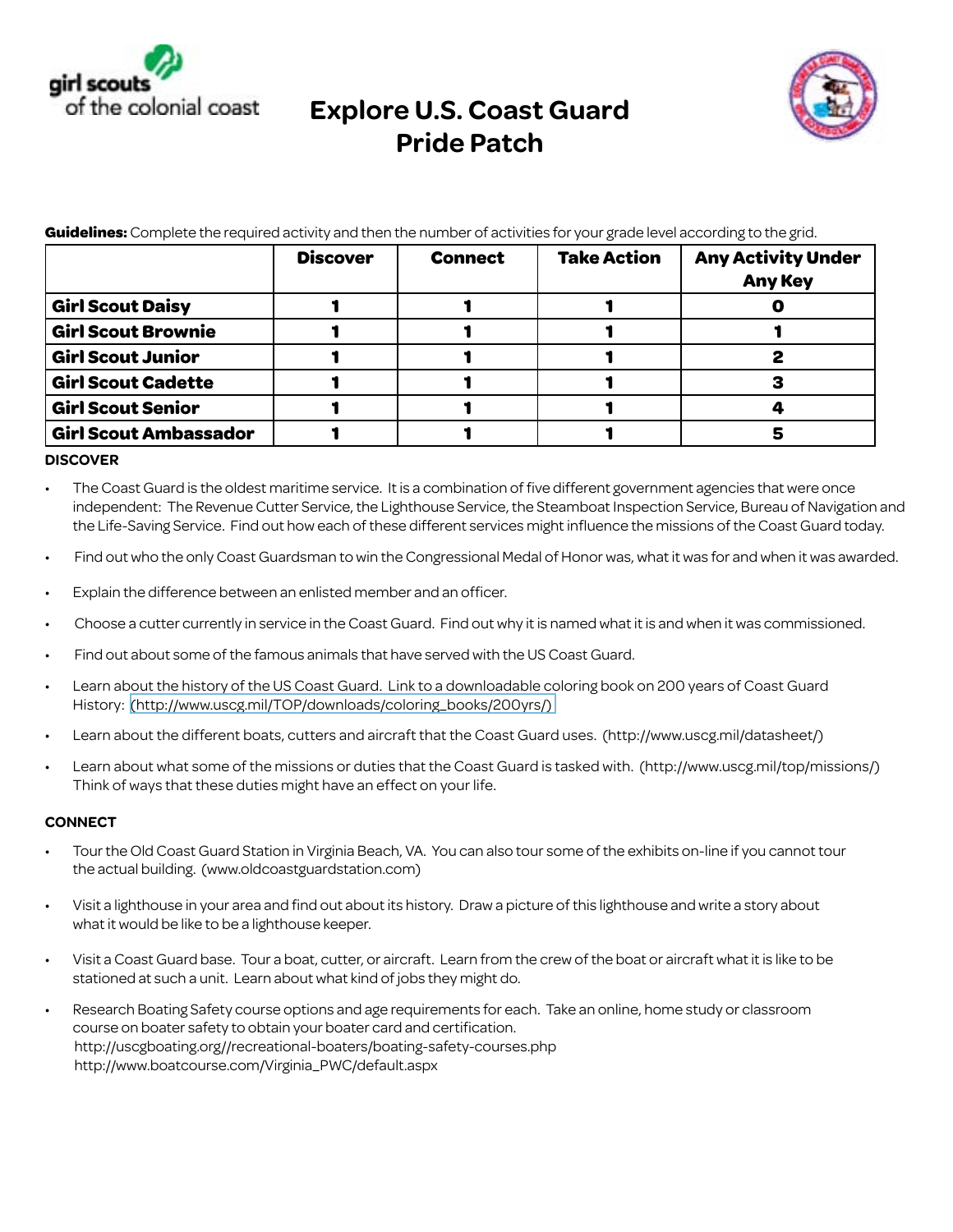girl scouts of the colonial coast

# Explore U.S. Coast Guard Pride Patch

**Guidelines:** Complete the required activity and then the number of activities for your grade level according to the grid.

| | Discover | Connect | Take Action | Any Activity Under Any Key |
|---|---|---|---|---|
| **Girl Scout Daisy** | 1 | 1 | 1 | 0 |
| **Girl Scout Brownie** | 1 | 1 | 1 | 1 |
| **Girl Scout Junior** | 1 | 1 | 1 | 2 |
| **Girl Scout Cadette** | 1 | 1 | 1 | 3 |
| **Girl Scout Senior** | 1 | 1 | 1 | 4 |
| **Girl Scout Ambassador** | 1 | 1 | 1 | 5 |

**DISCOVER**

- The Coast Guard is the oldest maritime service. It is a combination of five different government agencies that were once independent: The Revenue Cutter Service, the Lighthouse Service, the Steamboat Inspection Service, Bureau of Navigation and the Life-Saving Service. Find out how each of these different services might influence the missions of the Coast Guard today.
- Find out who the only Coast Guardsman to win the Congressional Medal of Honor was, what it was for and when it was awarded.
- Explain the difference between an enlisted member and an officer.
- Choose a cutter currently in service in the Coast Guard. Find out why it is named what it is and when it was commissioned.
- Find out about some of the famous animals that have served with the US Coast Guard.
- Learn about the history of the US Coast Guard. Link to a downloadable coloring book on 200 years of Coast Guard History: (http://www.uscg.mil/TOP/downloads/coloring_books/200yrs/)
- Learn about the different boats, cutters and aircraft that the Coast Guard uses. (http://www.uscg.mil/datasheet/)
- Learn about what some of the missions or duties that the Coast Guard is tasked with. (http://www.uscg.mil/top/missions/) Think of ways that these duties might have an effect on your life.

**CONNECT**

- Tour the Old Coast Guard Station in Virginia Beach, VA. You can also tour some of the exhibits on-line if you cannot tour the actual building. (www.oldcoastguardstation.com)
- Visit a lighthouse in your area and find out about its history. Draw a picture of this lighthouse and write a story about what it would be like to be a lighthouse keeper.
- Visit a Coast Guard base. Tour a boat, cutter, or aircraft. Learn from the crew of the boat or aircraft what it is like to be stationed at such a unit. Learn about what kind of jobs they might do.
- Research Boating Safety course options and age requirements for each. Take an online, home study or classroom course on boater safety to obtain your boater card and certification.
  http://uscgboating.org//recreational-boaters/boating-safety-courses.php
  http://www.boatcourse.com/Virginia_PWC/default.aspx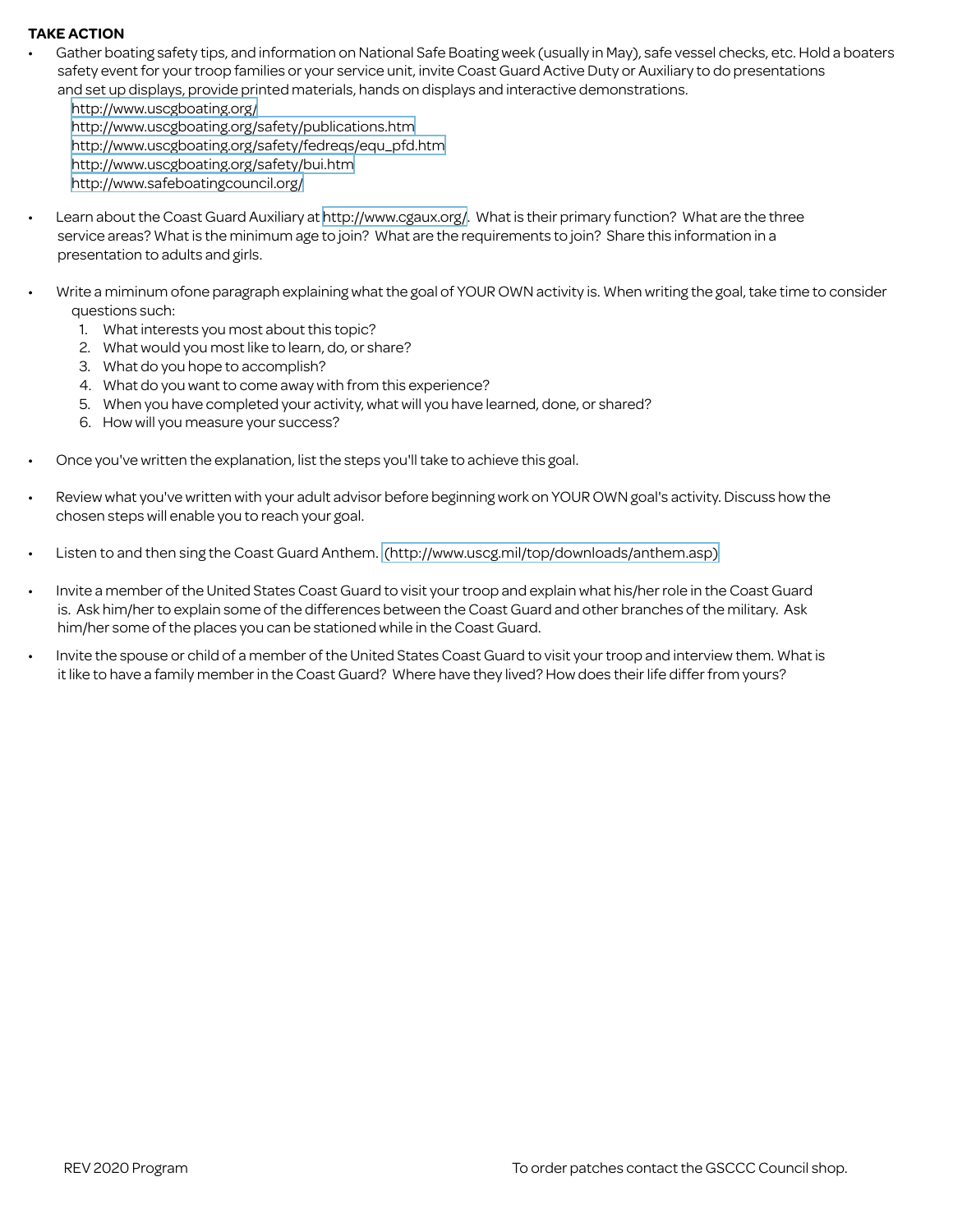**TAKE ACTION**

- Gather boating safety tips, and information on National Safe Boating week (usually in May), safe vessel checks, etc. Hold a boaters safety event for your troop families or your service unit, invite Coast Guard Active Duty or Auxiliary to do presentations and set up displays, provide printed materials, hands on displays and interactive demonstrations.
  - http://www.uscgboating.org/
  - http://www.uscgboating.org/safety/publications.htm
  - http://www.uscgboating.org/safety/fedreqs/equ_pfd.htm
  - http://www.uscgboating.org/safety/bui.htm
  - http://www.safeboatingcouncil.org/
- Learn about the Coast Guard Auxiliary at http://www.cgaux.org/. What is their primary function? What are the three service areas? What is the minimum age to join? What are the requirements to join? Share this information in a presentation to adults and girls.
- Write a miminum ofone paragraph explaining what the goal of YOUR OWN activity is. When writing the goal, take time to consider questions such:
  1. What interests you most about this topic?
  2. What would you most like to learn, do, or share?
  3. What do you hope to accomplish?
  4. What do you want to come away with from this experience?
  5. When you have completed your activity, what will you have learned, done, or shared?
  6. How will you measure your success?
- Once you've written the explanation, list the steps you'll take to achieve this goal.
- Review what you've written with your adult advisor before beginning work on YOUR OWN goal's activity. Discuss how the chosen steps will enable you to reach your goal.
- Listen to and then sing the Coast Guard Anthem. (http://www.uscg.mil/top/downloads/anthem.asp)
- Invite a member of the United States Coast Guard to visit your troop and explain what his/her role in the Coast Guard is. Ask him/her to explain some of the differences between the Coast Guard and other branches of the military. Ask him/her some of the places you can be stationed while in the Coast Guard.
- Invite the spouse or child of a member of the United States Coast Guard to visit your troop and interview them. What is it like to have a family member in the Coast Guard? Where have they lived? How does their life differ from yours?

REV 2020 Program

To order patches contact the GSCCC Council shop.